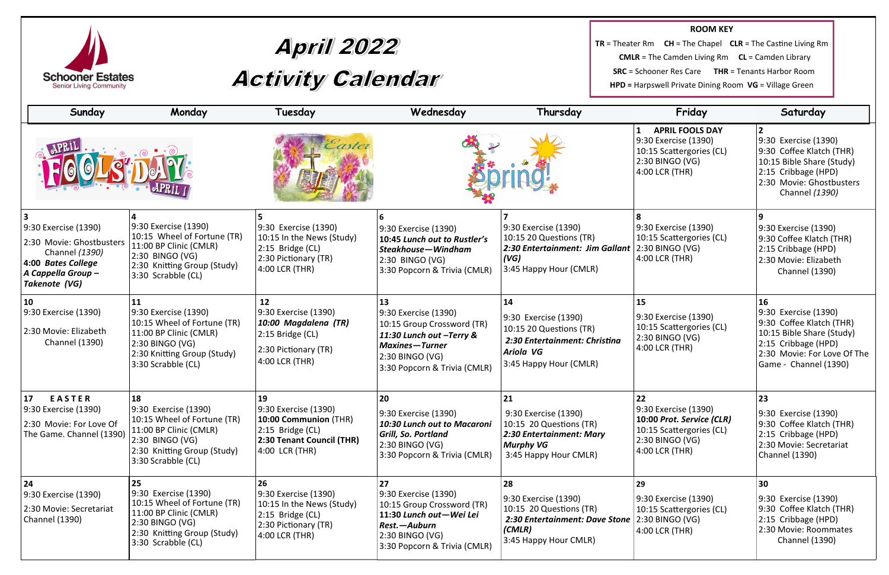Schoner Estates
Senior Living Community

# April 2022 Activity Calendar

**ROOM KEY**

**TR** = Theater Rm **CH** = The Chapel **CLR** = The Castine Living Rm
**CMLR** = The Camden Living Rm **CL** = Camden Library
**SRC** = Schooner Res Care **THR** = Tenants Harbor Room
**HPD** = Harpswell Private Dining Room **VG** = Village Green

| Sunday | Monday | Tuesday | Wednesday | Thursday | Friday | Saturday |
|---|---|---|---|---|---|---|
| | | | | | **1 APRIL FOOLS DAY**<br>9:30 Exercise (1390)<br>10:15 Scattergories (CL)<br>2:30 BINGO (VG)<br>4:00 LCR (THR) | **2**<br>9:30 Exercise (1390)<br>9:30 Coffee Klatch (THR)<br>10:15 Bible Share (Study)<br>2:15 Cribbage (HPD)<br>2:30 Movie: Ghostbusters Channel *(1390)* |
| **3**<br>9:30 Exercise (1390)<br>2:30 Movie: Ghostbusters Channel *(1390)*<br>***4:00 Bates College A Cappella Group – Takenote (VG)*** | **4**<br>9:30 Exercise (1390)<br>10:15 Wheel of Fortune (TR)<br>11:00 BP Clinic (CMLR)<br>2:30 BINGO (VG)<br>2:30 Knitting Group (Study)<br>3:30 Scrabble (CL) | **5**<br>9:30 Exercise (1390)<br>10:15 In the News (Study)<br>2:15 Bridge (CL)<br>2:30 Pictionary (TR)<br>4:00 LCR (THR) | **6**<br>9:30 Exercise (1390)<br>***10:45 Lunch out to Rustler's Steakhouse—Windham***<br>2:30 BINGO (VG)<br>3:30 Popcorn & Trivia (CMLR) | **7**<br>9:30 Exercise (1390)<br>10:15 20 Questions (TR)<br>***2:30 Entertainment: Jim Gallant (VG)***<br>3:45 Happy Hour (CMLR) | **8**<br>9:30 Exercise (1390)<br>10:15 Scattergories (CL)<br>2:30 BINGO (VG)<br>4:00 LCR (THR) | **9**<br>9:30 Exercise (1390)<br>9:30 Coffee Klatch (THR)<br>2:15 Cribbage (HPD)<br>2:30 Movie: Elizabeth Channel (1390) |
| **10**<br>9:30 Exercise (1390)<br>2:30 Movie: Elizabeth Channel (1390) | **11**<br>9:30 Exercise (1390)<br>10:15 Wheel of Fortune (TR)<br>11:00 BP Clinic (CMLR)<br>2:30 BINGO (VG)<br>2:30 Knitting Group (Study)<br>3:30 Scrabble (CL) | **12**<br>9:30 Exercise (1390)<br>***10:00 Magdalena (TR)***<br>2:15 Bridge (CL)<br>2:30 Pictionary (TR)<br>4:00 LCR (THR) | **13**<br>9:30 Exercise (1390)<br>10:15 Group Crossword (TR)<br>***11:30 Lunch out –Terry & Maxines—Turner***<br>2:30 BINGO (VG)<br>3:30 Popcorn & Trivia (CMLR) | **14**<br>9:30 Exercise (1390)<br>10:15 20 Questions (TR)<br>***2:30 Entertainment: Christina Ariola VG***<br>3:45 Happy Hour (CMLR) | **15**<br>9:30 Exercise (1390)<br>10:15 Scattergories (CL)<br>2:30 BINGO (VG)<br>4:00 LCR (THR) | **16**<br>9:30 Exercise (1390)<br>9:30 Coffee Klatch (THR)<br>10:15 Bible Share (Study)<br>2:15 Cribbage (HPD)<br>2:30 Movie: For Love Of The Game - Channel (1390) |
| **17 EASTER**<br>9:30 Exercise (1390)<br>2:30 Movie: For Love Of The Game. Channel (1390) | **18**<br>9:30 Exercise (1390)<br>10:15 Wheel of Fortune (TR)<br>11:00 BP Clinic (CMLR)<br>2:30 BINGO (VG)<br>2:30 Knitting Group (Study)<br>3:30 Scrabble (CL) | **19**<br>9:30 Exercise (1390)<br>**10:00 Communion** (THR)<br>2:15 Bridge (CL)<br>**2:30 Tenant Council (THR)**<br>4:00 LCR (THR) | **20**<br>9:30 Exercise (1390)<br>***10:30 Lunch out to Macaroni Grill, So. Portland***<br>2:30 BINGO (VG)<br>3:30 Popcorn & Trivia (CMLR) | **21**<br>9:30 Exercise (1390)<br>10:15 20 Questions (TR)<br>***2:30 Entertainment: Mary Murphy VG***<br>3:45 Happy Hour CMLR) | **22**<br>9:30 Exercise (1390)<br>***10:00 Prot. Service (CLR)***<br>10:15 Scattergories (CL)<br>2:30 BINGO (VG)<br>4:00 LCR (THR) | **23**<br>9:30 Exercise (1390)<br>9:30 Coffee Klatch (THR)<br>2:15 Cribbage (HPD)<br>2:30 Movie: Secretariat Channel (1390) |
| **24**<br>9:30 Exercise (1390)<br>2:30 Movie: Secretariat Channel (1390) | **25**<br>9:30 Exercise (1390)<br>10:15 Wheel of Fortune (TR)<br>11:00 BP Clinic (CMLR)<br>2:30 BINGO (VG)<br>2:30 Knitting Group (Study)<br>3:30 Scrabble (CL) | **26**<br>9:30 Exercise (1390)<br>10:15 In the News (Study)<br>2:15 Bridge (CL)<br>2:30 Pictionary (TR)<br>4:00 LCR (THR) | **27**<br>9:30 Exercise (1390)<br>10:15 Group Crossword (TR)<br>***11:30 Lunch out—Wei Lei Rest.—Auburn***<br>2:30 BINGO (VG)<br>3:30 Popcorn & Trivia (CMLR) | **28**<br>9:30 Exercise (1390)<br>10:15 20 Questions (TR)<br>***2:30 Entertainment: Dave Stone (CMLR)***<br>3:45 Happy Hour CMLR) | **29**<br>9:30 Exercise (1390)<br>10:15 Scattergories (CL)<br>2:30 BINGO (VG)<br>4:00 LCR (THR) | **30**<br>9:30 Exercise (1390)<br>9:30 Coffee Klatch (THR)<br>2:15 Cribbage (HPD)<br>2:30 Movie: Roommates Channel (1390) |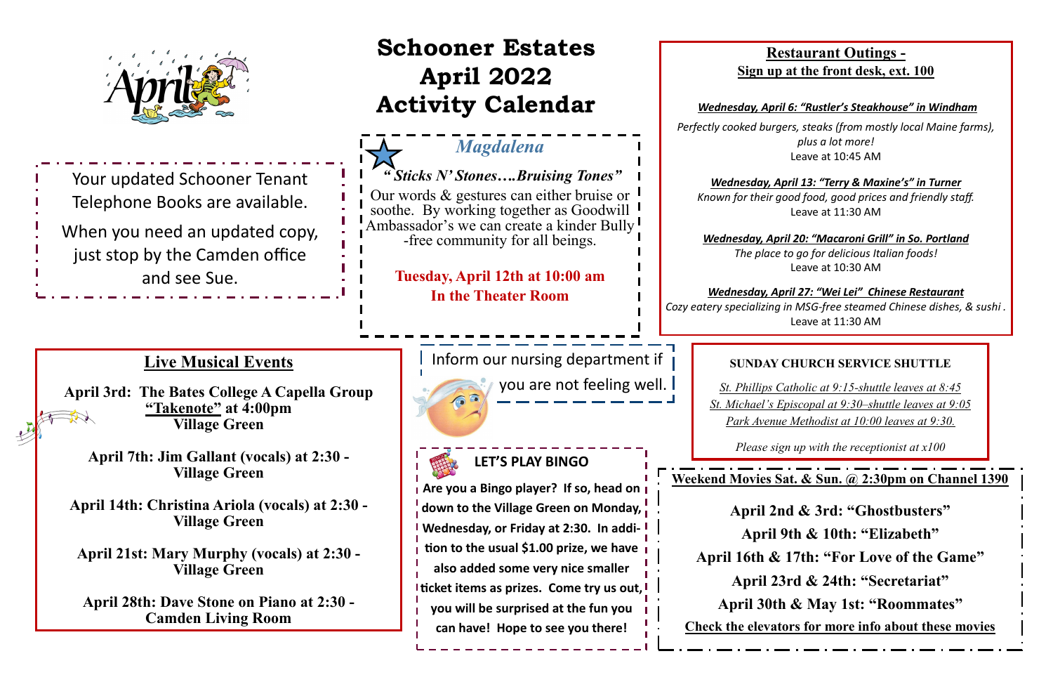# Schooner Estates April 2022 Activity Calendar

Your updated Schooner Tenant Telephone Books are available.

When you need an updated copy, just stop by the Camden office and see Sue.

## *Magdalena*

***"Sticks N' Stones….Bruising Tones"***

Our words & gestures can either bruise or soothe. By working together as Goodwill Ambassador's we can create a kinder Bully-free community for all beings.

**Tuesday, April 12th at 10:00 am**
**In the Theater Room**

## Restaurant Outings - Sign up at the front desk, ext. 100

***Wednesday, April 6: "Rustler's Steakhouse" in Windham***

*Perfectly cooked burgers, steaks (from mostly local Maine farms), plus a lot more!*
Leave at 10:45 AM

***Wednesday, April 13: "Terry & Maxine's" in Turner***

*Known for their good food, good prices and friendly staff.*
Leave at 11:30 AM

***Wednesday, April 20: "Macaroni Grill" in So. Portland***

*The place to go for delicious Italian foods!*
Leave at 10:30 AM

***Wednesday, April 27: "Wei Lei" Chinese Restaurant***

*Cozy eatery specializing in MSG-free steamed Chinese dishes, & sushi .*
Leave at 11:30 AM

## Live Musical Events

**April 3rd: The Bates College A Capella Group "Takenote" at 4:00pm Village Green**

**April 7th: Jim Gallant (vocals) at 2:30 - Village Green**

**April 14th: Christina Ariola (vocals) at 2:30 - Village Green**

**April 21st: Mary Murphy (vocals) at 2:30 - Village Green**

**April 28th: Dave Stone on Piano at 2:30 - Camden Living Room**

Inform our nursing department if you are not feeling well.

## LET'S PLAY BINGO

**Are you a Bingo player? If so, head on down to the Village Green on Monday, Wednesday, or Friday at 2:30. In addition to the usual $1.00 prize, we have also added some very nice smaller ticket items as prizes. Come try us out, you will be surprised at the fun you can have! Hope to see you there!**

## SUNDAY CHURCH SERVICE SHUTTLE

*St. Phillips Catholic at 9:15-shuttle leaves at 8:45*
*St. Michael's Episcopal at 9:30–shuttle leaves at 9:05*
*Park Avenue Methodist at 10:00 leaves at 9:30.*

*Please sign up with the receptionist at x100*

## Weekend Movies Sat. & Sun. @ 2:30pm on Channel 1390

**April 2nd & 3rd: "Ghostbusters"**
**April 9th & 10th: "Elizabeth"**
**April 16th & 17th: "For Love of the Game"**
**April 23rd & 24th: "Secretariat"**
**April 30th & May 1st: "Roommates"**

**Check the elevators for more info about these movies**